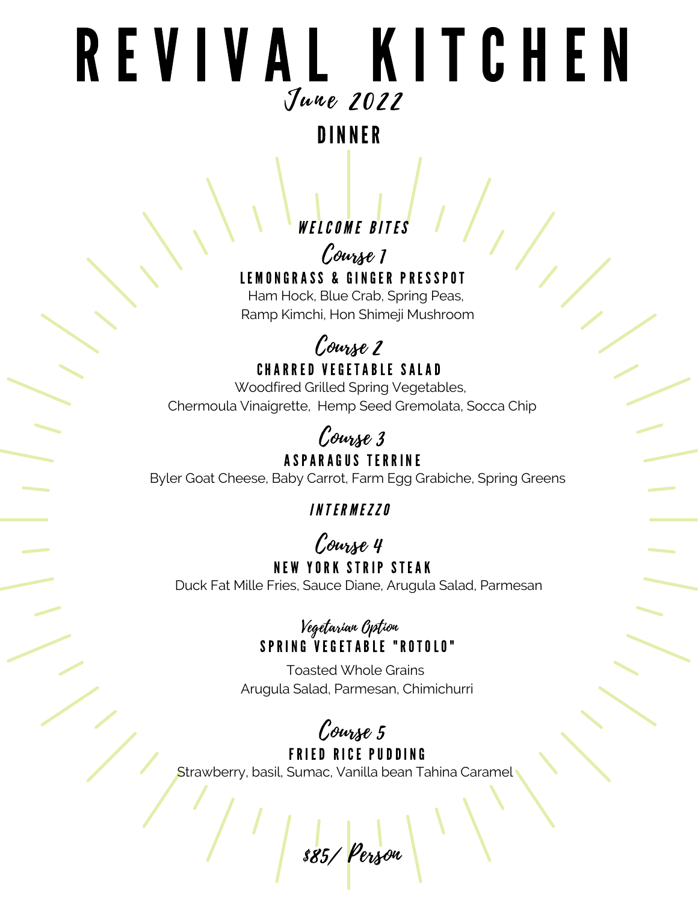# REVIVAL KITCHEN

*June 2022*

## DINNER

***WELCOME BITES***

### Course 1

**LEMONGRASS & GINGER PRESSPOT**

Ham Hock, Blue Crab, Spring Peas,
Ramp Kimchi, Hon Shimeji Mushroom

### Course 2

**CHARRED VEGETABLE SALAD**

Woodfired Grilled Spring Vegetables,
Chermoula Vinaigrette, Hemp Seed Gremolata, Socca Chip

### Course 3

**ASPARAGUS TERRINE**

Byler Goat Cheese, Baby Carrot, Farm Egg Grabiche, Spring Greens

***INTERMEZZO***

### Course 4

**NEW YORK STRIP STEAK**

Duck Fat Mille Fries, Sauce Diane, Arugula Salad, Parmesan

*Vegetarian Option*

**SPRING VEGETABLE "ROTOLO"**

Toasted Whole Grains
Arugula Salad, Parmesan, Chimichurri

### Course 5

**FRIED RICE PUDDING**

Strawberry, basil, Sumac, Vanilla bean Tahina Caramel

*$85/ Person*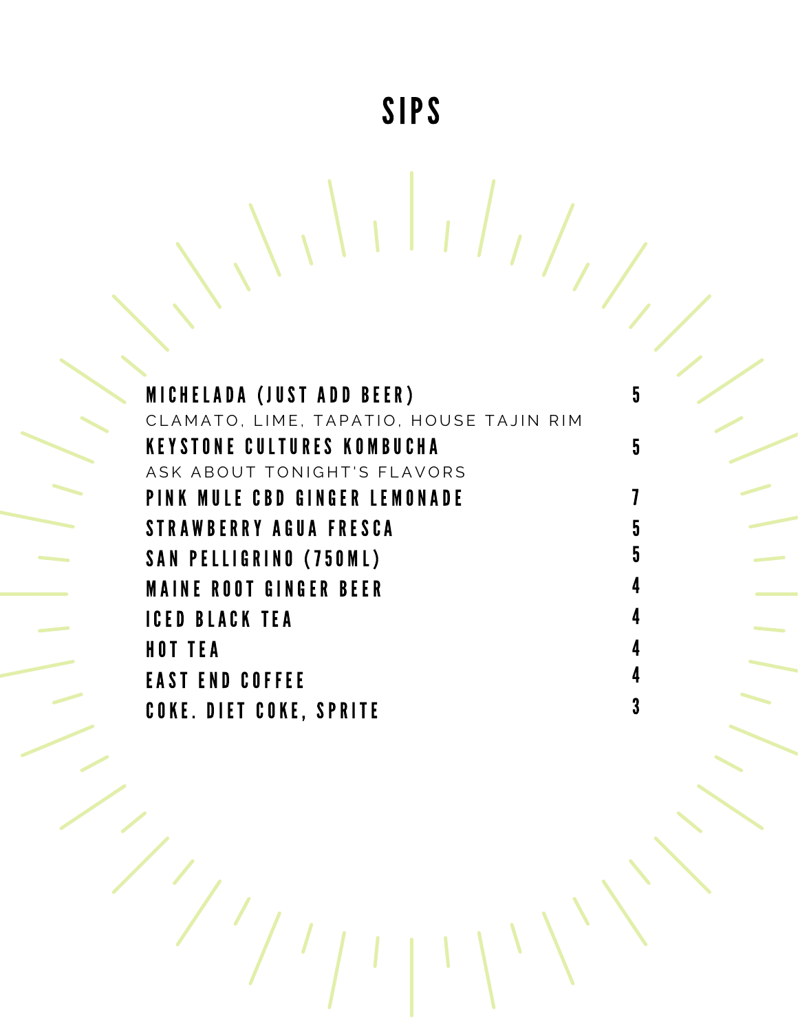# SIPS

| | |
|---|---|
| **MICHELADA (JUST ADD BEER)**<br>CLAMATO, LIME, TAPATIO, HOUSE TAJIN RIM | 5 |
| **KEYSTONE CULTURES KOMBUCHA**<br>ASK ABOUT TONIGHT'S FLAVORS | 5 |
| **PINK MULE CBD GINGER LEMONADE** | 7 |
| **STRAWBERRY AGUA FRESCA** | 5 |
| **SAN PELLIGRINO (750ML)** | 5 |
| **MAINE ROOT GINGER BEER** | 4 |
| **ICED BLACK TEA** | 4 |
| **HOT TEA** | 4 |
| **EAST END COFFEE** | 4 |
| **COKE. DIET COKE, SPRITE** | 3 |